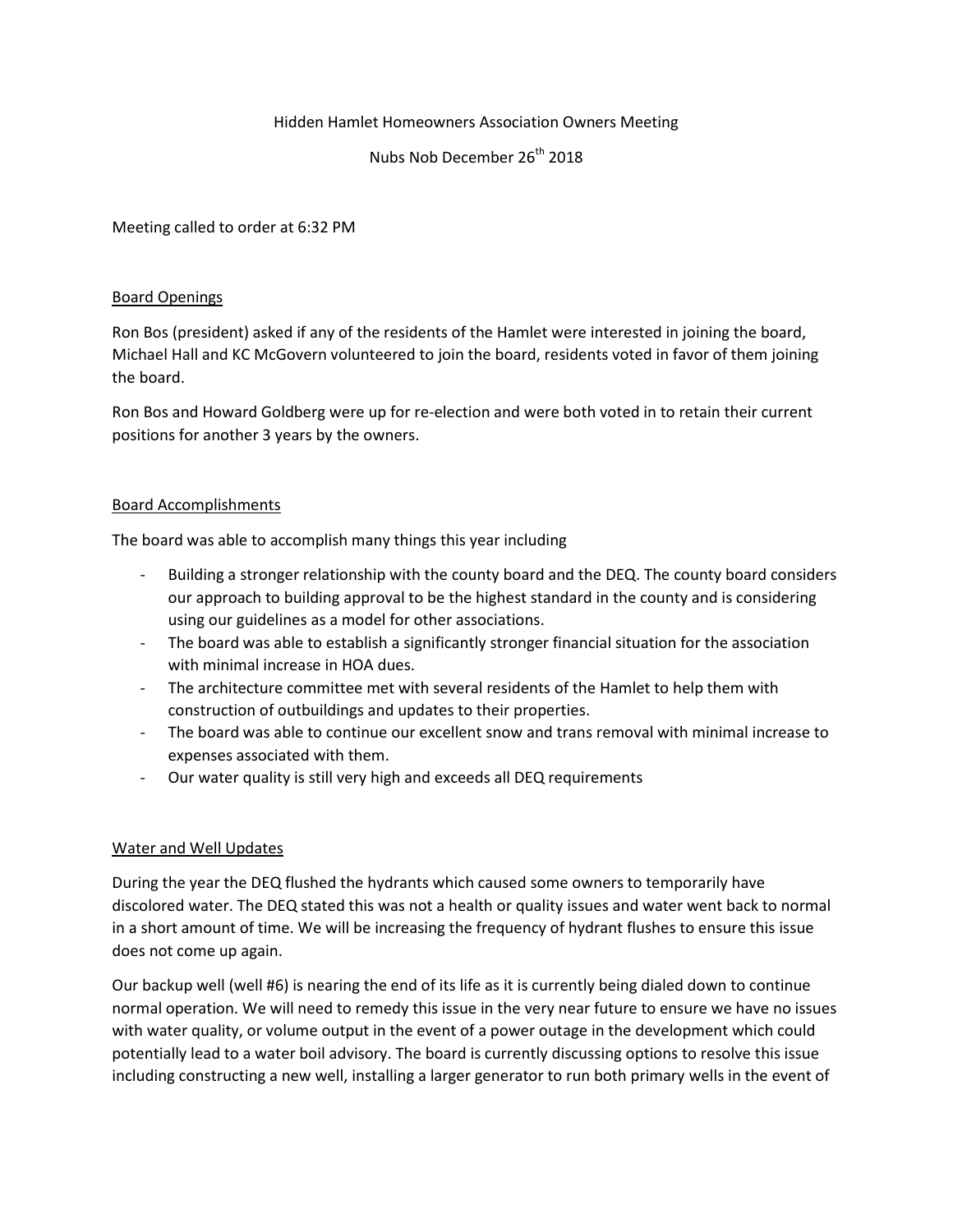Hidden Hamlet Homeowners Association Owners Meeting

Nubs Nob December 26th 2018

Meeting called to order at 6:32 PM

## Board Openings

Ron Bos (president) asked if any of the residents of the Hamlet were interested in joining the board, Michael Hall and KC McGovern volunteered to join the board, residents voted in favor of them joining the board.

Ron Bos and Howard Goldberg were up for re-election and were both voted in to retain their current positions for another 3 years by the owners.

## Board Accomplishments

The board was able to accomplish many things this year including

- Building a stronger relationship with the county board and the DEQ. The county board considers our approach to building approval to be the highest standard in the county and is considering using our guidelines as a model for other associations.
- The board was able to establish a significantly stronger financial situation for the association with minimal increase in HOA dues.
- The architecture committee met with several residents of the Hamlet to help them with construction of outbuildings and updates to their properties.
- The board was able to continue our excellent snow and trans removal with minimal increase to expenses associated with them.
- Our water quality is still very high and exceeds all DEQ requirements

## Water and Well Updates

During the year the DEQ flushed the hydrants which caused some owners to temporarily have discolored water. The DEQ stated this was not a health or quality issues and water went back to normal in a short amount of time. We will be increasing the frequency of hydrant flushes to ensure this issue does not come up again.

Our backup well (well #6) is nearing the end of its life as it is currently being dialed down to continue normal operation. We will need to remedy this issue in the very near future to ensure we have no issues with water quality, or volume output in the event of a power outage in the development which could potentially lead to a water boil advisory. The board is currently discussing options to resolve this issue including constructing a new well, installing a larger generator to run both primary wells in the event of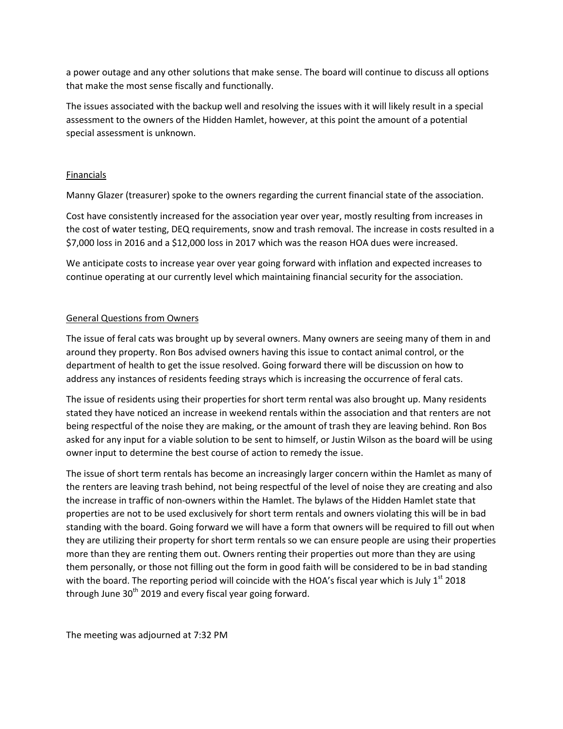a power outage and any other solutions that make sense. The board will continue to discuss all options that make the most sense fiscally and functionally.

The issues associated with the backup well and resolving the issues with it will likely result in a special assessment to the owners of the Hidden Hamlet, however, at this point the amount of a potential special assessment is unknown.

## Financials

Manny Glazer (treasurer) spoke to the owners regarding the current financial state of the association.

Cost have consistently increased for the association year over year, mostly resulting from increases in the cost of water testing, DEQ requirements, snow and trash removal. The increase in costs resulted in a $7,000 loss in 2016 and a $12,000 loss in 2017 which was the reason HOA dues were increased.

We anticipate costs to increase year over year going forward with inflation and expected increases to continue operating at our currently level which maintaining financial security for the association.

## General Questions from Owners

The issue of feral cats was brought up by several owners. Many owners are seeing many of them in and around they property. Ron Bos advised owners having this issue to contact animal control, or the department of health to get the issue resolved. Going forward there will be discussion on how to address any instances of residents feeding strays which is increasing the occurrence of feral cats.

The issue of residents using their properties for short term rental was also brought up. Many residents stated they have noticed an increase in weekend rentals within the association and that renters are not being respectful of the noise they are making, or the amount of trash they are leaving behind. Ron Bos asked for any input for a viable solution to be sent to himself, or Justin Wilson as the board will be using owner input to determine the best course of action to remedy the issue.

The issue of short term rentals has become an increasingly larger concern within the Hamlet as many of the renters are leaving trash behind, not being respectful of the level of noise they are creating and also the increase in traffic of non-owners within the Hamlet. The bylaws of the Hidden Hamlet state that properties are not to be used exclusively for short term rentals and owners violating this will be in bad standing with the board. Going forward we will have a form that owners will be required to fill out when they are utilizing their property for short term rentals so we can ensure people are using their properties more than they are renting them out. Owners renting their properties out more than they are using them personally, or those not filling out the form in good faith will be considered to be in bad standing with the board. The reporting period will coincide with the HOA's fiscal year which is July 1st 2018 through June 30th 2019 and every fiscal year going forward.

The meeting was adjourned at 7:32 PM